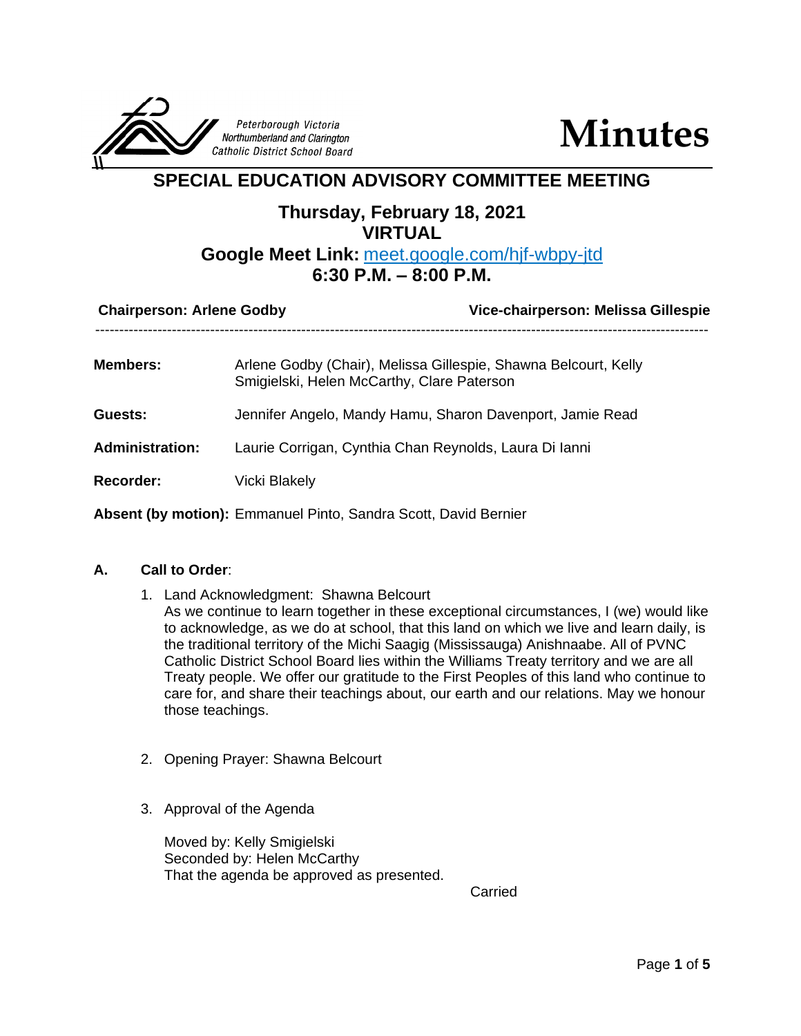Peterborough Victoria Northumberland and Clarington Catholic District School Board

# Minutes

## SPECIAL EDUCATION ADVISORY COMMITTEE MEETING

### Thursday, February 18, 2021
### VIRTUAL
### Google Meet Link: [meet.google.com/hjf-wbpy-jtd](meet.google.com/hjf-wbpy-jtd)
### 6:30 P.M. – 8:00 P.M.

**Chairperson: Arlene Godby** **Vice-chairperson: Melissa Gillespie**

---

**Members:** Arlene Godby (Chair), Melissa Gillespie, Shawna Belcourt, Kelly Smigielski, Helen McCarthy, Clare Paterson

**Guests:** Jennifer Angelo, Mandy Hamu, Sharon Davenport, Jamie Read

**Administration:** Laurie Corrigan, Cynthia Chan Reynolds, Laura Di Ianni

**Recorder:** Vicki Blakely

**Absent (by motion):** Emmanuel Pinto, Sandra Scott, David Bernier

**A. Call to Order**:

1. Land Acknowledgment: Shawna Belcourt
   As we continue to learn together in these exceptional circumstances, I (we) would like to acknowledge, as we do at school, that this land on which we live and learn daily, is the traditional territory of the Michi Saagig (Mississauga) Anishnaabe. All of PVNC Catholic District School Board lies within the Williams Treaty territory and we are all Treaty people. We offer our gratitude to the First Peoples of this land who continue to care for, and share their teachings about, our earth and our relations. May we honour those teachings.

2. Opening Prayer: Shawna Belcourt

3. Approval of the Agenda

   Moved by: Kelly Smigielski
   Seconded by: Helen McCarthy
   That the agenda be approved as presented.

   Carried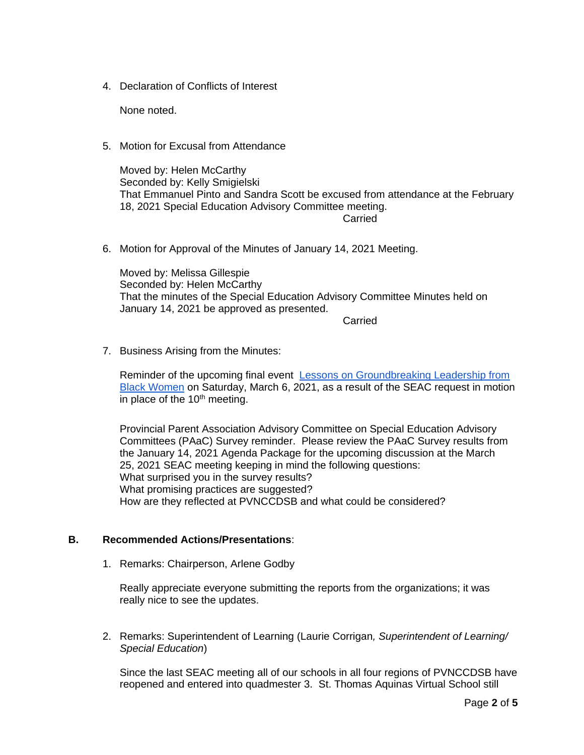4. Declaration of Conflicts of Interest

   None noted.

5. Motion for Excusal from Attendance

   Moved by: Helen McCarthy
   Seconded by: Kelly Smigielski
   That Emmanuel Pinto and Sandra Scott be excused from attendance at the February 18, 2021 Special Education Advisory Committee meeting.
   Carried

6. Motion for Approval of the Minutes of January 14, 2021 Meeting.

   Moved by: Melissa Gillespie
   Seconded by: Helen McCarthy
   That the minutes of the Special Education Advisory Committee Minutes held on January 14, 2021 be approved as presented.
   Carried

7. Business Arising from the Minutes:

   Reminder of the upcoming final event [Lessons on Groundbreaking Leadership from Black Women] on Saturday, March 6, 2021, as a result of the SEAC request in motion in place of the 10th meeting.

   Provincial Parent Association Advisory Committee on Special Education Advisory Committees (PAaC) Survey reminder. Please review the PAaC Survey results from the January 14, 2021 Agenda Package for the upcoming discussion at the March 25, 2021 SEAC meeting keeping in mind the following questions:
   What surprised you in the survey results?
   What promising practices are suggested?
   How are they reflected at PVNCCDSB and what could be considered?

**B. Recommended Actions/Presentations**:

1. Remarks: Chairperson, Arlene Godby

   Really appreciate everyone submitting the reports from the organizations; it was really nice to see the updates.

2. Remarks: Superintendent of Learning (Laurie Corrigan, *Superintendent of Learning/ Special Education*)

   Since the last SEAC meeting all of our schools in all four regions of PVNCCDSB have reopened and entered into quadmester 3. St. Thomas Aquinas Virtual School still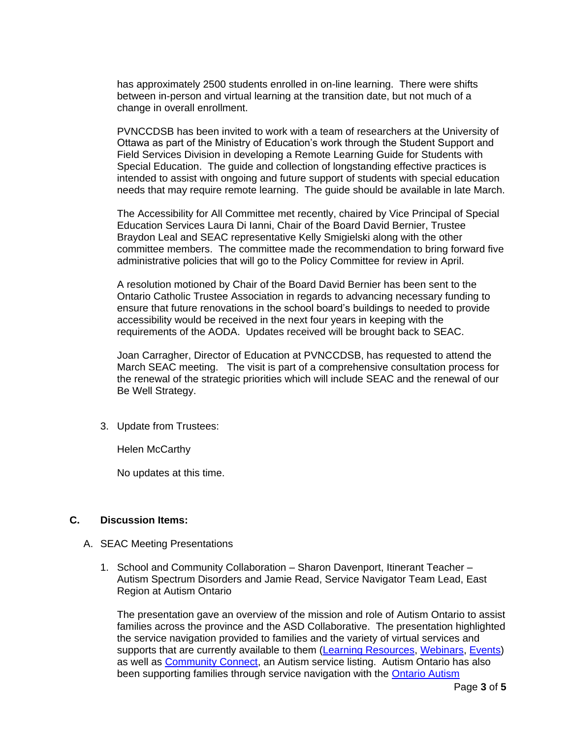has approximately 2500 students enrolled in on-line learning. There were shifts between in-person and virtual learning at the transition date, but not much of a change in overall enrollment.

PVNCCDSB has been invited to work with a team of researchers at the University of Ottawa as part of the Ministry of Education's work through the Student Support and Field Services Division in developing a Remote Learning Guide for Students with Special Education. The guide and collection of longstanding effective practices is intended to assist with ongoing and future support of students with special education needs that may require remote learning. The guide should be available in late March.

The Accessibility for All Committee met recently, chaired by Vice Principal of Special Education Services Laura Di Ianni, Chair of the Board David Bernier, Trustee Braydon Leal and SEAC representative Kelly Smigielski along with the other committee members. The committee made the recommendation to bring forward five administrative policies that will go to the Policy Committee for review in April.

A resolution motioned by Chair of the Board David Bernier has been sent to the Ontario Catholic Trustee Association in regards to advancing necessary funding to ensure that future renovations in the school board's buildings to needed to provide accessibility would be received in the next four years in keeping with the requirements of the AODA. Updates received will be brought back to SEAC.

Joan Carragher, Director of Education at PVNCCDSB, has requested to attend the March SEAC meeting. The visit is part of a comprehensive consultation process for the renewal of the strategic priorities which will include SEAC and the renewal of our Be Well Strategy.

3. Update from Trustees:

   Helen McCarthy

   No updates at this time.

## C. Discussion Items:

A. SEAC Meeting Presentations

1. School and Community Collaboration – Sharon Davenport, Itinerant Teacher – Autism Spectrum Disorders and Jamie Read, Service Navigator Team Lead, East Region at Autism Ontario

   The presentation gave an overview of the mission and role of Autism Ontario to assist families across the province and the ASD Collaborative. The presentation highlighted the service navigation provided to families and the variety of virtual services and supports that are currently available to them (Learning Resources, Webinars, Events) as well as Community Connect, an Autism service listing. Autism Ontario has also been supporting families through service navigation with the Ontario Autism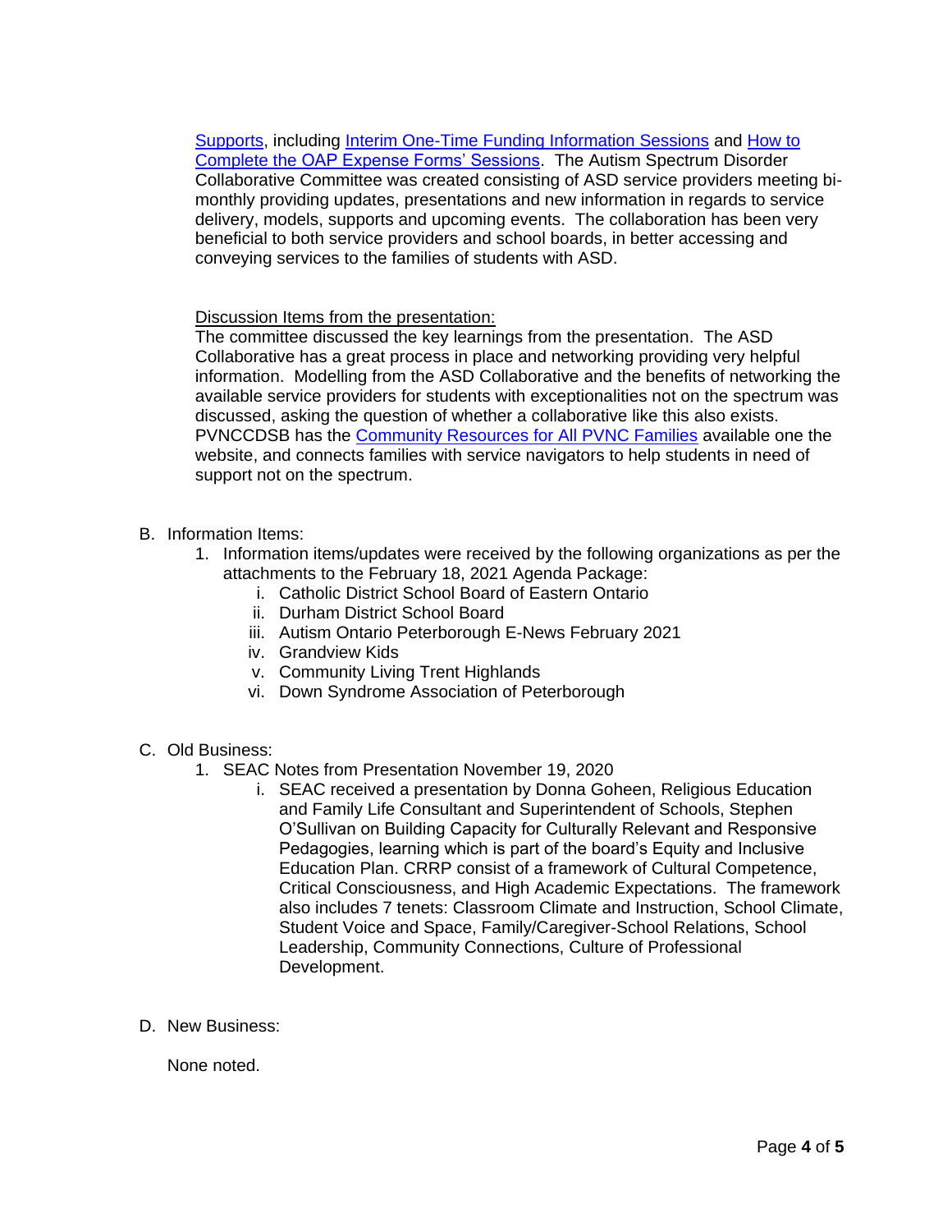Supports, including Interim One-Time Funding Information Sessions and How to Complete the OAP Expense Forms' Sessions. The Autism Spectrum Disorder Collaborative Committee was created consisting of ASD service providers meeting bi-monthly providing updates, presentations and new information in regards to service delivery, models, supports and upcoming events. The collaboration has been very beneficial to both service providers and school boards, in better accessing and conveying services to the families of students with ASD.

Discussion Items from the presentation:

The committee discussed the key learnings from the presentation. The ASD Collaborative has a great process in place and networking providing very helpful information. Modelling from the ASD Collaborative and the benefits of networking the available service providers for students with exceptionalities not on the spectrum was discussed, asking the question of whether a collaborative like this also exists. PVNCCDSB has the Community Resources for All PVNC Families available one the website, and connects families with service navigators to help students in need of support not on the spectrum.

B. Information Items:

1. Information items/updates were received by the following organizations as per the attachments to the February 18, 2021 Agenda Package:
   i. Catholic District School Board of Eastern Ontario
   ii. Durham District School Board
   iii. Autism Ontario Peterborough E-News February 2021
   iv. Grandview Kids
   v. Community Living Trent Highlands
   vi. Down Syndrome Association of Peterborough

C. Old Business:

1. SEAC Notes from Presentation November 19, 2020
   i. SEAC received a presentation by Donna Goheen, Religious Education and Family Life Consultant and Superintendent of Schools, Stephen O'Sullivan on Building Capacity for Culturally Relevant and Responsive Pedagogies, learning which is part of the board's Equity and Inclusive Education Plan. CRRP consist of a framework of Cultural Competence, Critical Consciousness, and High Academic Expectations. The framework also includes 7 tenets: Classroom Climate and Instruction, School Climate, Student Voice and Space, Family/Caregiver-School Relations, School Leadership, Community Connections, Culture of Professional Development.

D. New Business:

None noted.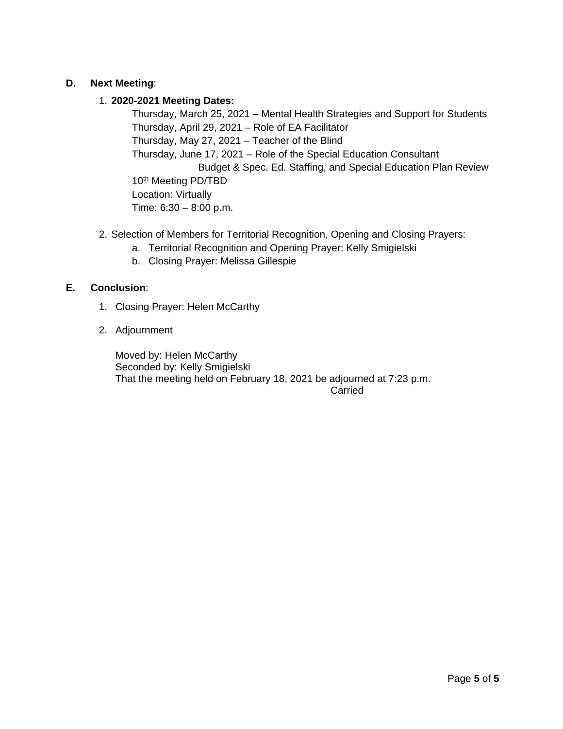**D. Next Meeting**:

1. **2020-2021 Meeting Dates:**

   Thursday, March 25, 2021 – Mental Health Strategies and Support for Students
   Thursday, April 29, 2021 – Role of EA Facilitator
   Thursday, May 27, 2021 – Teacher of the Blind
   Thursday, June 17, 2021 – Role of the Special Education Consultant
   Budget & Spec. Ed. Staffing, and Special Education Plan Review
   10th Meeting PD/TBD
   Location: Virtually
   Time: 6:30 – 8:00 p.m.

2. Selection of Members for Territorial Recognition, Opening and Closing Prayers:
   a. Territorial Recognition and Opening Prayer: Kelly Smigielski
   b. Closing Prayer: Melissa Gillespie

**E. Conclusion**:

1. Closing Prayer: Helen McCarthy

2. Adjournment

   Moved by: Helen McCarthy
   Seconded by: Kelly Smigielski
   That the meeting held on February 18, 2021 be adjourned at 7:23 p.m.
   Carried